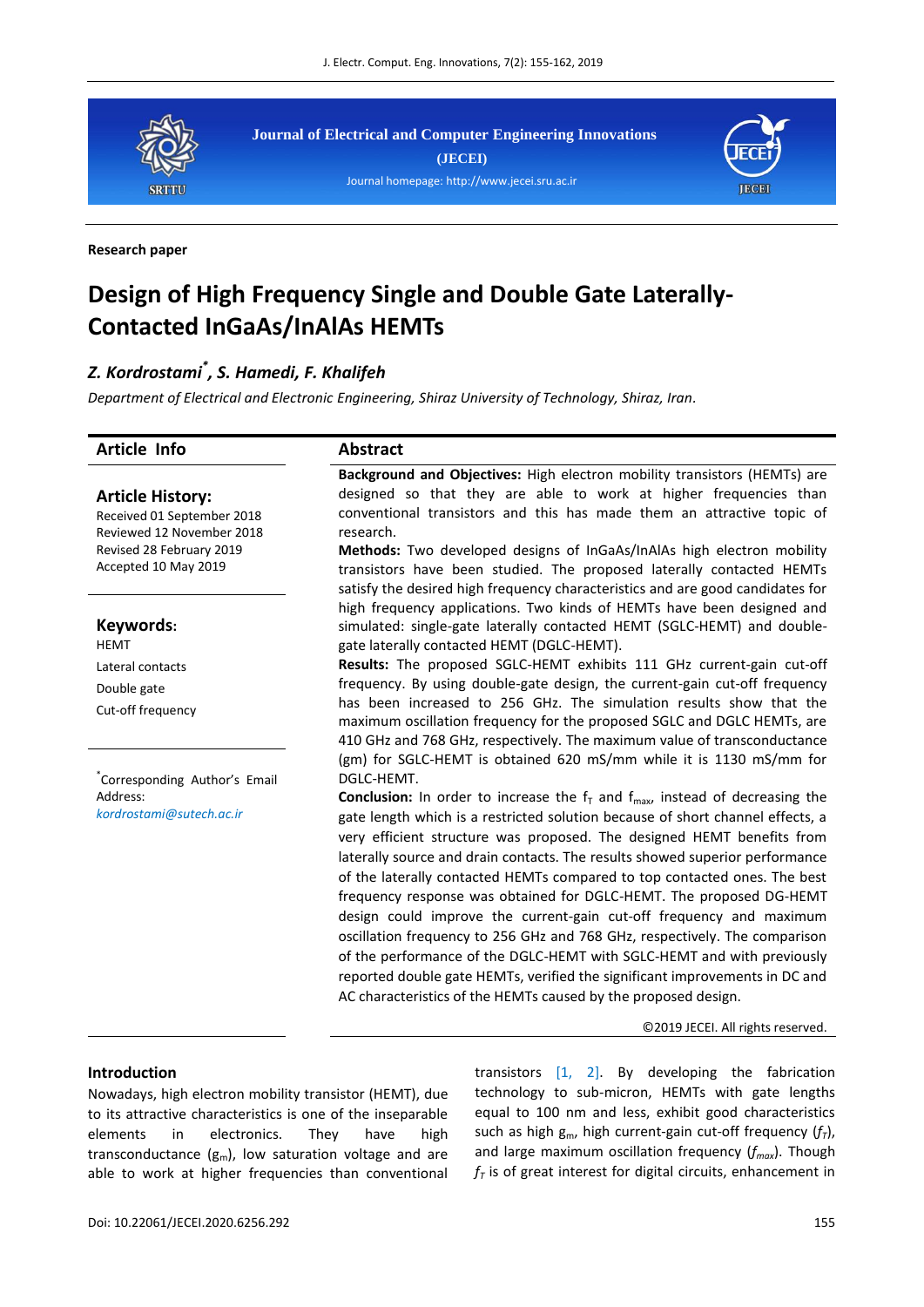Journal of Electrical and Computer Engineering Innovations

(JECEI)

Journal homepage: http://www.jecei.sru.ac.ir

**Research paper**

# Design of High Frequency Single and Double Gate Laterally-Contacted InGaAs/InAlAs HEMTs

***Z. Kordrostami*, S. Hamedi, F. Khalifeh***

*Department of Electrical and Electronic Engineering, Shiraz University of Technology, Shiraz, Iran.*

## Article Info

**Article History:**

Received 01 September 2018
Reviewed 12 November 2018
Revised 28 February 2019
Accepted 10 May 2019

**Keywords:**

HEMT
Lateral contacts
Double gate
Cut-off frequency

*Corresponding Author's Email Address:
*kordrostami@sutech.ac.ir*

## Abstract

**Background and Objectives:** High electron mobility transistors (HEMTs) are designed so that they are able to work at higher frequencies than conventional transistors and this has made them an attractive topic of research.

**Methods:** Two developed designs of InGaAs/InAlAs high electron mobility transistors have been studied. The proposed laterally contacted HEMTs satisfy the desired high frequency characteristics and are good candidates for high frequency applications. Two kinds of HEMTs have been designed and simulated: single-gate laterally contacted HEMT (SGLC-HEMT) and double-gate laterally contacted HEMT (DGLC-HEMT).

**Results:** The proposed SGLC-HEMT exhibits 111 GHz current-gain cut-off frequency. By using double-gate design, the current-gain cut-off frequency has been increased to 256 GHz. The simulation results show that the maximum oscillation frequency for the proposed SGLC and DGLC HEMTs, are 410 GHz and 768 GHz, respectively. The maximum value of transconductance (gm) for SGLC-HEMT is obtained 620 mS/mm while it is 1130 mS/mm for DGLC-HEMT.

**Conclusion:** In order to increase the $f_T$ and $f_{max}$, instead of decreasing the gate length which is a restricted solution because of short channel effects, a very efficient structure was proposed. The designed HEMT benefits from laterally source and drain contacts. The results showed superior performance of the laterally contacted HEMTs compared to top contacted ones. The best frequency response was obtained for DGLC-HEMT. The proposed DG-HEMT design could improve the current-gain cut-off frequency and maximum oscillation frequency to 256 GHz and 768 GHz, respectively. The comparison of the performance of the DGLC-HEMT with SGLC-HEMT and with previously reported double gate HEMTs, verified the significant improvements in DC and AC characteristics of the HEMTs caused by the proposed design.

©2019 JECEI. All rights reserved.

## Introduction

Nowadays, high electron mobility transistor (HEMT), due to its attractive characteristics is one of the inseparable elements in electronics. They have high transconductance ($g_m$), low saturation voltage and are able to work at higher frequencies than conventional transistors [1, 2]. By developing the fabrication technology to sub-micron, HEMTs with gate lengths equal to 100 nm and less, exhibit good characteristics such as high $g_m$, high current-gain cut-off frequency ($f_T$), and large maximum oscillation frequency ($f_{max}$). Though $f_T$ is of great interest for digital circuits, enhancement in

Doi: 10.22061/JECEI.2020.6256.292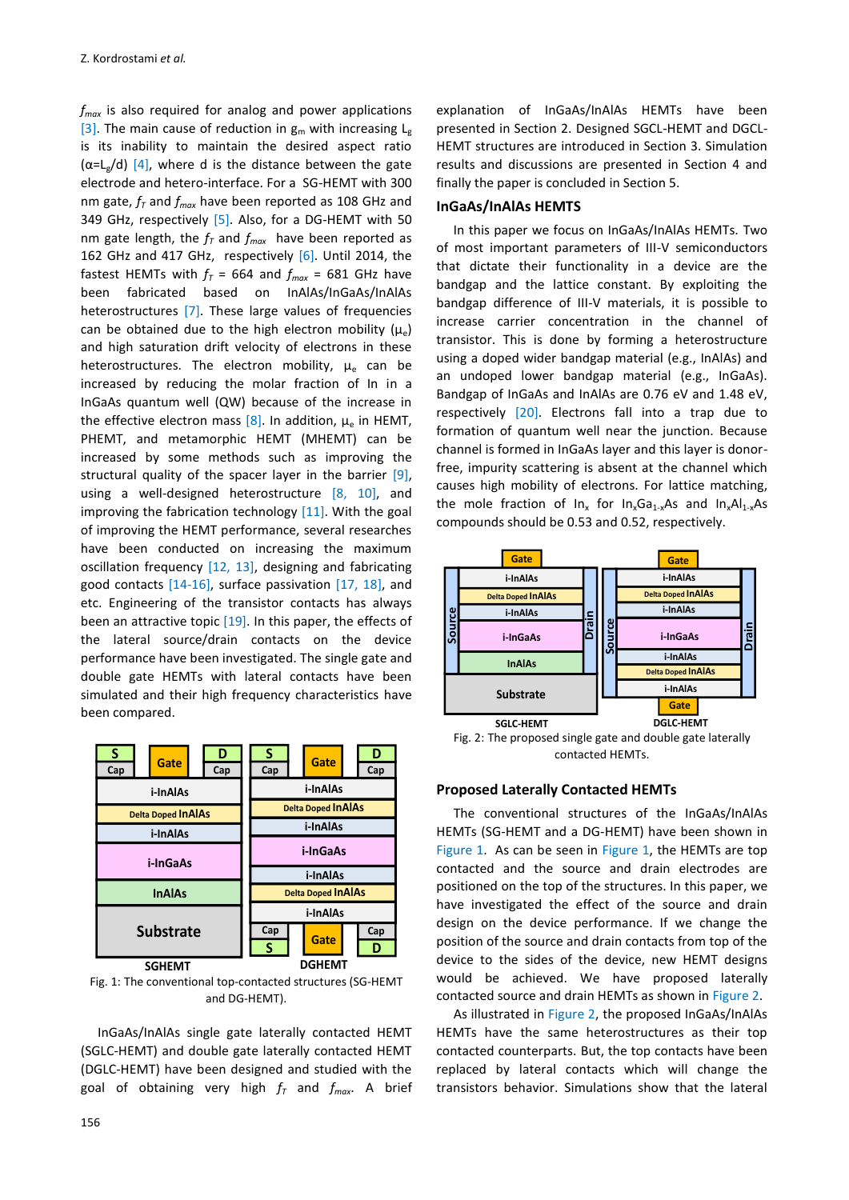$f_{max}$ is also required for analog and power applications [3]. The main cause of reduction in $g_m$ with increasing $L_g$ is its inability to maintain the desired aspect ratio ($\alpha$=$L_g$/d) [4], where d is the distance between the gate electrode and hetero-interface. For a SG-HEMT with 300 nm gate, $f_T$ and $f_{max}$ have been reported as 108 GHz and 349 GHz, respectively [5]. Also, for a DG-HEMT with 50 nm gate length, the $f_T$ and $f_{max}$ have been reported as 162 GHz and 417 GHz, respectively [6]. Until 2014, the fastest HEMTs with $f_T$ = 664 and $f_{max}$ = 681 GHz have been fabricated based on InAlAs/InGaAs/InAlAs heterostructures [7]. These large values of frequencies can be obtained due to the high electron mobility ($\mu_e$) and high saturation drift velocity of electrons in these heterostructures. The electron mobility, $\mu_e$ can be increased by reducing the molar fraction of In in a InGaAs quantum well (QW) because of the increase in the effective electron mass [8]. In addition, $\mu_e$ in HEMT, PHEMT, and metamorphic HEMT (MHEMT) can be increased by some methods such as improving the structural quality of the spacer layer in the barrier [9], using a well-designed heterostructure [8, 10], and improving the fabrication technology [11]. With the goal of improving the HEMT performance, several researches have been conducted on increasing the maximum oscillation frequency [12, 13], designing and fabricating good contacts [14-16], surface passivation [17, 18], and etc. Engineering of the transistor contacts has always been an attractive topic [19]. In this paper, the effects of the lateral source/drain contacts on the device performance have been investigated. The single gate and double gate HEMTs with lateral contacts have been simulated and their high frequency characteristics have been compared.

Fig. 1: The conventional top-contacted structures (SG-HEMT and DG-HEMT).

InGaAs/InAlAs single gate laterally contacted HEMT (SGLC-HEMT) and double gate laterally contacted HEMT (DGLC-HEMT) have been designed and studied with the goal of obtaining very high $f_T$ and $f_{max}$. A brief explanation of InGaAs/InAlAs HEMTs have been presented in Section 2. Designed SGCL-HEMT and DGCL-HEMT structures are introduced in Section 3. Simulation results and discussions are presented in Section 4 and finally the paper is concluded in Section 5.

## InGaAs/InAlAs HEMTS

In this paper we focus on InGaAs/InAlAs HEMTs. Two of most important parameters of III-V semiconductors that dictate their functionality in a device are the bandgap and the lattice constant. By exploiting the bandgap difference of III-V materials, it is possible to increase carrier concentration in the channel of transistor. This is done by forming a heterostructure using a doped wider bandgap material (e.g., InAlAs) and an undoped lower bandgap material (e.g., InGaAs). Bandgap of InGaAs and InAlAs are 0.76 eV and 1.48 eV, respectively [20]. Electrons fall into a trap due to formation of quantum well near the junction. Because channel is formed in InGaAs layer and this layer is donor-free, impurity scattering is absent at the channel which causes high mobility of electrons. For lattice matching, the mole fraction of $In_x$ for $In_xGa_{1-x}As$ and $In_xAl_{1-x}As$ compounds should be 0.53 and 0.52, respectively.

Fig. 2: The proposed single gate and double gate laterally contacted HEMTs.

## Proposed Laterally Contacted HEMTs

The conventional structures of the InGaAs/InAlAs HEMTs (SG-HEMT and a DG-HEMT) have been shown in Figure 1. As can be seen in Figure 1, the HEMTs are top contacted and the source and drain electrodes are positioned on the top of the structures. In this paper, we have investigated the effect of the source and drain design on the device performance. If we change the position of the source and drain contacts from top of the device to the sides of the device, new HEMT designs would be achieved. We have proposed laterally contacted source and drain HEMTs as shown in Figure 2.

As illustrated in Figure 2, the proposed InGaAs/InAlAs HEMTs have the same heterostructures as their top contacted counterparts. But, the top contacts have been replaced by lateral contacts which will change the transistors behavior. Simulations show that the lateral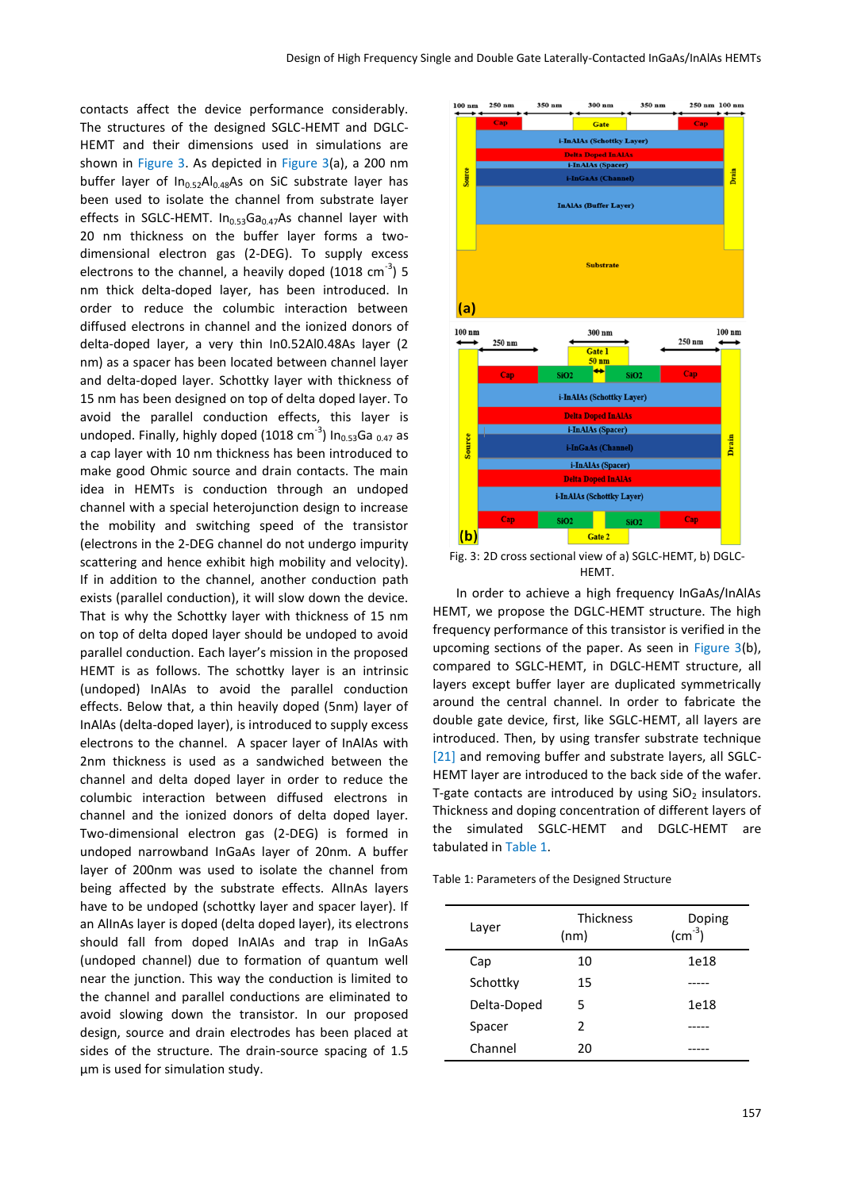contacts affect the device performance considerably. The structures of the designed SGLC-HEMT and DGLC-HEMT and their dimensions used in simulations are shown in Figure 3. As depicted in Figure 3(a), a 200 nm buffer layer of $In_{0.52}Al_{0.48}As$ on SiC substrate layer has been used to isolate the channel from substrate layer effects in SGLC-HEMT. $In_{0.53}Ga_{0.47}As$ channel layer with 20 nm thickness on the buffer layer forms a two-dimensional electron gas (2-DEG). To supply excess electrons to the channel, a heavily doped (1018 $cm^{-3}$) 5 nm thick delta-doped layer, has been introduced. In order to reduce the columbic interaction between diffused electrons in channel and the ionized donors of delta-doped layer, a very thin In0.52Al0.48As layer (2 nm) as a spacer has been located between channel layer and delta-doped layer. Schottky layer with thickness of 15 nm has been designed on top of delta doped layer. To avoid the parallel conduction effects, this layer is undoped. Finally, highly doped (1018 $cm^{-3}$) $In_{0.53}Ga_{0.47}$ as a cap layer with 10 nm thickness has been introduced to make good Ohmic source and drain contacts. The main idea in HEMTs is conduction through an undoped channel with a special heterojunction design to increase the mobility and switching speed of the transistor (electrons in the 2-DEG channel do not undergo impurity scattering and hence exhibit high mobility and velocity). If in addition to the channel, another conduction path exists (parallel conduction), it will slow down the device. That is why the Schottky layer with thickness of 15 nm on top of delta doped layer should be undoped to avoid parallel conduction. Each layer's mission in the proposed HEMT is as follows. The schottky layer is an intrinsic (undoped) InAlAs to avoid the parallel conduction effects. Below that, a thin heavily doped (5nm) layer of InAlAs (delta-doped layer), is introduced to supply excess electrons to the channel. A spacer layer of InAlAs with 2nm thickness is used as a sandwiched between the channel and delta doped layer in order to reduce the columbic interaction between diffused electrons in channel and the ionized donors of delta doped layer. Two-dimensional electron gas (2-DEG) is formed in undoped narrowband InGaAs layer of 20nm. A buffer layer of 200nm was used to isolate the channel from being affected by the substrate effects. AlInAs layers have to be undoped (schottky layer and spacer layer). If an AlInAs layer is doped (delta doped layer), its electrons should fall from doped InAlAs and trap in InGaAs (undoped channel) due to formation of quantum well near the junction. This way the conduction is limited to the channel and parallel conductions are eliminated to avoid slowing down the transistor. In our proposed design, source and drain electrodes has been placed at sides of the structure. The drain-source spacing of 1.5 µm is used for simulation study.

Fig. 3: 2D cross sectional view of a) SGLC-HEMT, b) DGLC-HEMT.

In order to achieve a high frequency InGaAs/InAlAs HEMT, we propose the DGLC-HEMT structure. The high frequency performance of this transistor is verified in the upcoming sections of the paper. As seen in Figure 3(b), compared to SGLC-HEMT, in DGLC-HEMT structure, all layers except buffer layer are duplicated symmetrically around the central channel. In order to fabricate the double gate device, first, like SGLC-HEMT, all layers are introduced. Then, by using transfer substrate technique [21] and removing buffer and substrate layers, all SGLC-HEMT layer are introduced to the back side of the wafer. T-gate contacts are introduced by using $SiO_2$ insulators. Thickness and doping concentration of different layers of the simulated SGLC-HEMT and DGLC-HEMT are tabulated in Table 1.

Table 1: Parameters of the Designed Structure

| Layer | Thickness (nm) | Doping ($cm^{-3}$) |
|---|---|---|
| Cap | 10 | 1e18 |
| Schottky | 15 | ----- |
| Delta-Doped | 5 | 1e18 |
| Spacer | 2 | ----- |
| Channel | 20 | ----- |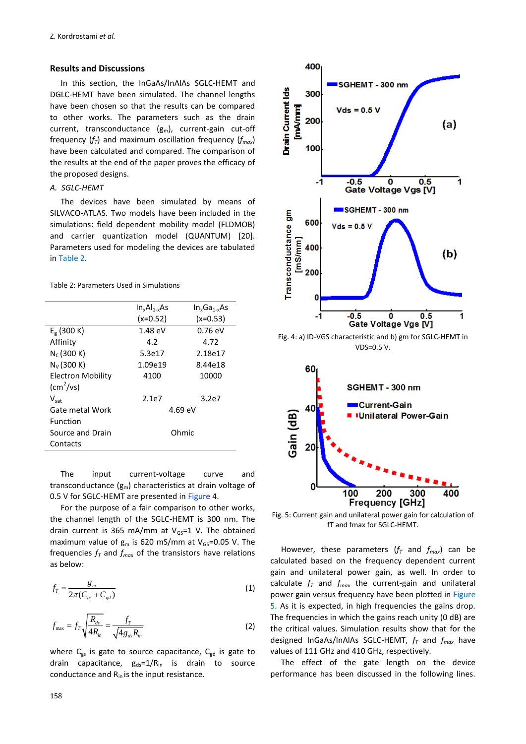## Results and Discussions

In this section, the InGaAs/InAlAs SGLC-HEMT and DGLC-HEMT have been simulated. The channel lengths have been chosen so that the results can be compared to other works. The parameters such as the drain current, transconductance ($g_m$), current-gain cut-off frequency ($f_T$) and maximum oscillation frequency ($f_{max}$) have been calculated and compared. The comparison of the results at the end of the paper proves the efficacy of the proposed designs.

*A. SGLC-HEMT*

The devices have been simulated by means of SILVACO-ATLAS. Two models have been included in the simulations: field dependent mobility model (FLDMOB) and carrier quantization model (QUANTUM) [20]. Parameters used for modeling the devices are tabulated in Table 2.

Table 2: Parameters Used in Simulations

| | $In_xAl_{1-x}As$ (x=0.52) | $In_xGa_{1-x}As$ (x=0.53) |
|---|---|---|
| $E_g$ (300 K) | 1.48 eV | 0.76 eV |
| Affinity | 4.2 | 4.72 |
| $N_C$ (300 K) | 5.3e17 | 2.18e17 |
| $N_V$ (300 K) | 1.09e19 | 8.44e18 |
| Electron Mobility ($cm^2$/vs) | 4100 | 10000 |
| $V_{sat}$ | 2.1e7 | 3.2e7 |
| Gate metal Work Function | 4.69 eV | |
| Source and Drain Contacts | Ohmic | |

The input current-voltage curve and transconductance ($g_m$) characteristics at drain voltage of 0.5 V for SGLC-HEMT are presented in Figure 4.

For the purpose of a fair comparison to other works, the channel length of the SGLC-HEMT is 300 nm. The drain current is 365 mA/mm at $V_{GS}$=1 V. The obtained maximum value of $g_m$ is 620 mS/mm at $V_{GS}$=0.05 V. The frequencies $f_T$ and $f_{max}$ of the transistors have relations as below:

$$f_T = \frac{g_m}{2\pi(C_{gs}+C_{gd})} \quad (1)$$

$$f_{max} = f_T\sqrt{\frac{R_{ds}}{4R_{in}}} = \frac{f_T}{\sqrt{4g_{ds}R_{in}}} \quad (2)$$

where $C_{gs}$ is gate to source capacitance, $C_{gd}$ is gate to drain capacitance, $g_{ds}=1/R_{in}$ is drain to source conductance and $R_{in}$ is the input resistance.

Fig. 4: a) ID-VGS characteristic and b) gm for SGLC-HEMT in VDS=0.5 V.

Fig. 5: Current gain and unilateral power gain for calculation of fT and fmax for SGLC-HEMT.

However, these parameters ($f_T$ and $f_{max}$) can be calculated based on the frequency dependent current gain and unilateral power gain, as well. In order to calculate $f_T$ and $f_{max}$ the current-gain and unilateral power gain versus frequency have been plotted in Figure 5. As it is expected, in high frequencies the gains drop. The frequencies in which the gains reach unity (0 dB) are the critical values. Simulation results show that for the designed InGaAs/InAlAs SGLC-HEMT, $f_T$ and $f_{max}$ have values of 111 GHz and 410 GHz, respectively.

The effect of the gate length on the device performance has been discussed in the following lines.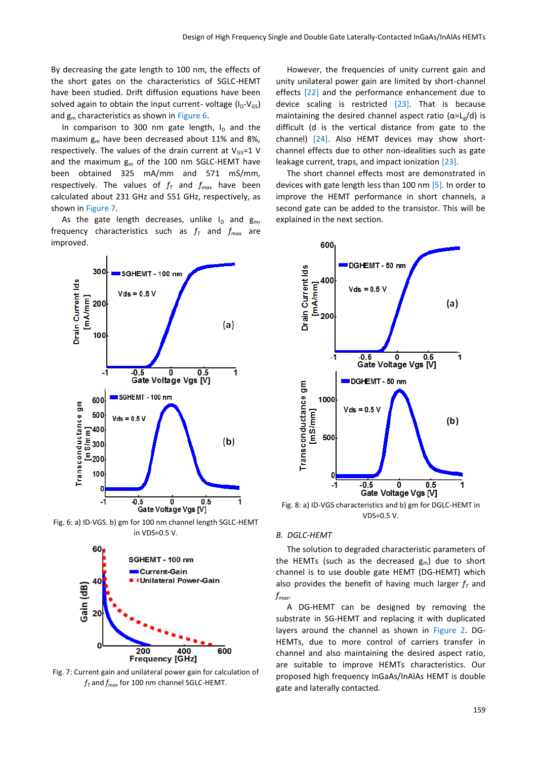By decreasing the gate length to 100 nm, the effects of the short gates on the characteristics of SGLC-HEMT have been studied. Drift diffusion equations have been solved again to obtain the input current- voltage ($I_D$-$V_{GS}$) and $g_m$ characteristics as shown in Figure 6.

In comparison to 300 nm gate length, $I_D$ and the maximum $g_m$ have been decreased about 11% and 8%, respectively. The values of the drain current at $V_{GS}$=1 V and the maximum $g_m$ of the 100 nm SGLC-HEMT have been obtained 325 mA/mm and 571 mS/mm, respectively. The values of $f_T$ and $f_{max}$ have been calculated about 231 GHz and 551 GHz, respectively, as shown in Figure 7.

As the gate length decreases, unlike $I_D$ and $g_m$, frequency characteristics such as $f_T$ and $f_{max}$ are improved.

Fig. 6: a) ID-VGS. b) gm for 100 nm channel length SGLC-HEMT in VDS=0.5 V.

Fig. 7: Current gain and unilateral power gain for calculation of $f_T$ and $f_{max}$ for 100 nm channel SGLC-HEMT.

However, the frequencies of unity current gain and unity unilateral power gain are limited by short-channel effects [22] and the performance enhancement due to device scaling is restricted [23]. That is because maintaining the desired channel aspect ratio ($\alpha$=$L_g$/d) is difficult (d is the vertical distance from gate to the channel) [24]. Also HEMT devices may show short-channel effects due to other non-idealities such as gate leakage current, traps, and impact ionization [23].

The short channel effects most are demonstrated in devices with gate length less than 100 nm [5]. In order to improve the HEMT performance in short channels, a second gate can be added to the transistor. This will be explained in the next section.

Fig. 8: a) ID-VGS characteristics and b) gm for DGLC-HEMT in VDS=0.5 V.

### B. DGLC-HEMT

The solution to degraded characteristic parameters of the HEMTs (such as the decreased $g_m$) due to short channel is to use double gate HEMT (DG-HEMT) which also provides the benefit of having much larger $f_T$ and $f_{max}$.

A DG-HEMT can be designed by removing the substrate in SG-HEMT and replacing it with duplicated layers around the channel as shown in Figure 2. DG-HEMTs, due to more control of carriers transfer in channel and also maintaining the desired aspect ratio, are suitable to improve HEMTs characteristics. Our proposed high frequency InGaAs/InAlAs HEMT is double gate and laterally contacted.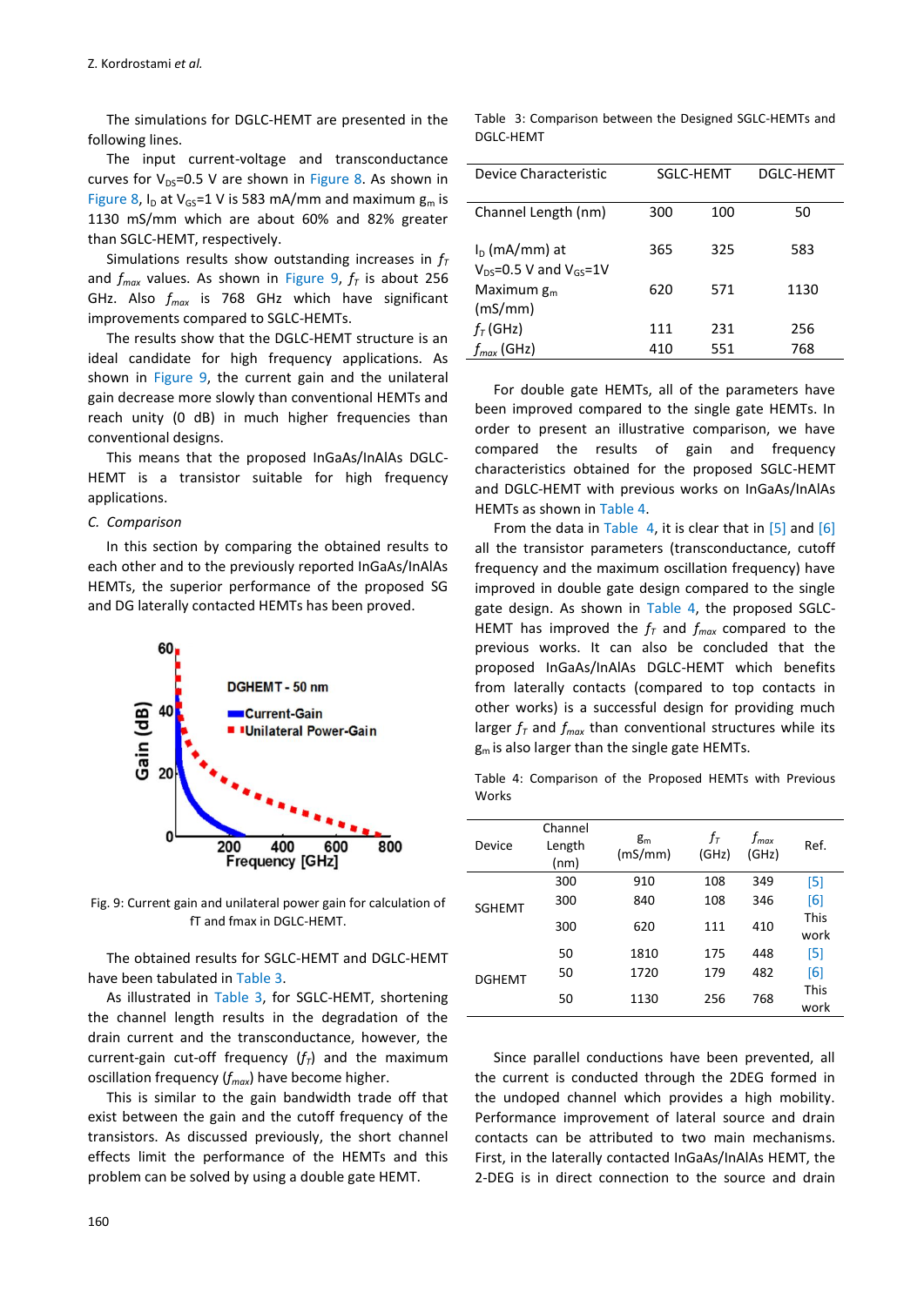The simulations for DGLC-HEMT are presented in the following lines.

The input current-voltage and transconductance curves for $V_{DS}$=0.5 V are shown in Figure 8. As shown in Figure 8, $I_D$ at $V_{GS}$=1 V is 583 mA/mm and maximum $g_m$ is 1130 mS/mm which are about 60% and 82% greater than SGLC-HEMT, respectively.

Simulations results show outstanding increases in $f_T$ and $f_{max}$ values. As shown in Figure 9, $f_T$ is about 256 GHz. Also $f_{max}$ is 768 GHz which have significant improvements compared to SGLC-HEMTs.

The results show that the DGLC-HEMT structure is an ideal candidate for high frequency applications. As shown in Figure 9, the current gain and the unilateral gain decrease more slowly than conventional HEMTs and reach unity (0 dB) in much higher frequencies than conventional designs.

This means that the proposed InGaAs/InAlAs DGLC-HEMT is a transistor suitable for high frequency applications.

### C. Comparison

In this section by comparing the obtained results to each other and to the previously reported InGaAs/InAlAs HEMTs, the superior performance of the proposed SG and DG laterally contacted HEMTs has been proved.

Fig. 9: Current gain and unilateral power gain for calculation of fT and fmax in DGLC-HEMT.

The obtained results for SGLC-HEMT and DGLC-HEMT have been tabulated in Table 3.

As illustrated in Table 3, for SGLC-HEMT, shortening the channel length results in the degradation of the drain current and the transconductance, however, the current-gain cut-off frequency ($f_T$) and the maximum oscillation frequency ($f_{max}$) have become higher.

This is similar to the gain bandwidth trade off that exist between the gain and the cutoff frequency of the transistors. As discussed previously, the short channel effects limit the performance of the HEMTs and this problem can be solved by using a double gate HEMT.

Table 3: Comparison between the Designed SGLC-HEMTs and DGLC-HEMT

| Device Characteristic | SGLC-HEMT | | DGLC-HEMT |
|---|---|---|---|
| Channel Length (nm) | 300 | 100 | 50 |
| $I_D$ (mA/mm) at $V_{DS}$=0.5 V and $V_{GS}$=1V | 365 | 325 | 583 |
| Maximum $g_m$ (mS/mm) | 620 | 571 | 1130 |
| $f_T$ (GHz) | 111 | 231 | 256 |
| $f_{max}$ (GHz) | 410 | 551 | 768 |

For double gate HEMTs, all of the parameters have been improved compared to the single gate HEMTs. In order to present an illustrative comparison, we have compared the results of gain and frequency characteristics obtained for the proposed SGLC-HEMT and DGLC-HEMT with previous works on InGaAs/InAlAs HEMTs as shown in Table 4.

From the data in Table 4, it is clear that in [5] and [6] all the transistor parameters (transconductance, cutoff frequency and the maximum oscillation frequency) have improved in double gate design compared to the single gate design. As shown in Table 4, the proposed SGLC-HEMT has improved the $f_T$ and $f_{max}$ compared to the previous works. It can also be concluded that the proposed InGaAs/InAlAs DGLC-HEMT which benefits from laterally contacts (compared to top contacts in other works) is a successful design for providing much larger $f_T$ and $f_{max}$ than conventional structures while its $g_m$ is also larger than the single gate HEMTs.

Table 4: Comparison of the Proposed HEMTs with Previous Works

| Device | Channel Length (nm) | $g_m$ (mS/mm) | $f_T$ (GHz) | $f_{max}$ (GHz) | Ref. |
|---|---|---|---|---|---|
| SGHEMT | 300 | 910 | 108 | 349 | [5] |
| | 300 | 840 | 108 | 346 | [6] |
| | 300 | 620 | 111 | 410 | This work |
| DGHEMT | 50 | 1810 | 175 | 448 | [5] |
| | 50 | 1720 | 179 | 482 | [6] |
| | 50 | 1130 | 256 | 768 | This work |

Since parallel conductions have been prevented, all the current is conducted through the 2DEG formed in the undoped channel which provides a high mobility. Performance improvement of lateral source and drain contacts can be attributed to two main mechanisms. First, in the laterally contacted InGaAs/InAlAs HEMT, the 2-DEG is in direct connection to the source and drain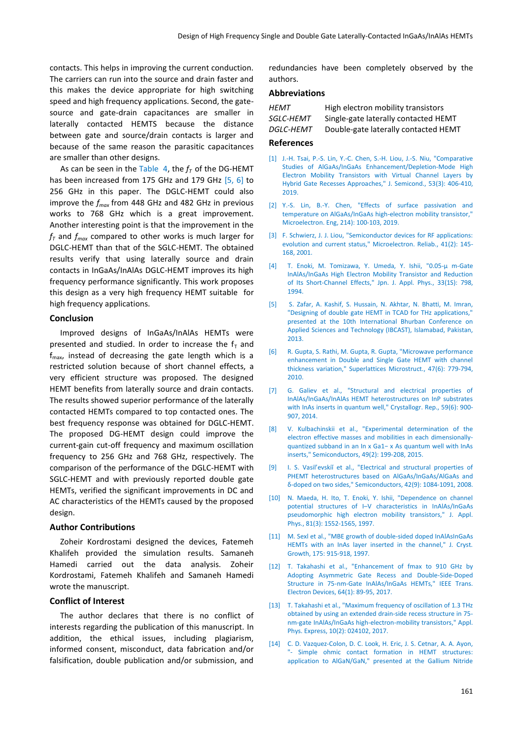contacts. This helps in improving the current conduction. The carriers can run into the source and drain faster and this makes the device appropriate for high switching speed and high frequency applications. Second, the gate-source and gate-drain capacitances are smaller in laterally contacted HEMTS because the distance between gate and source/drain contacts is larger and because of the same reason the parasitic capacitances are smaller than other designs.

As can be seen in the Table 4, the $f_T$ of the DG-HEMT has been increased from 175 GHz and 179 GHz [5, 6] to 256 GHz in this paper. The DGLC-HEMT could also improve the $f_{max}$ from 448 GHz and 482 GHz in previous works to 768 GHz which is a great improvement. Another interesting point is that the improvement in the $f_T$ and $f_{max}$ compared to other works is much larger for DGLC-HEMT than that of the SGLC-HEMT. The obtained results verify that using laterally source and drain contacts in InGaAs/InAlAs DGLC-HEMT improves its high frequency performance significantly. This work proposes this design as a very high frequency HEMT suitable for high frequency applications.

## Conclusion

Improved designs of InGaAs/InAlAs HEMTs were presented and studied. In order to increase the $f_T$ and $f_{max}$, instead of decreasing the gate length which is a restricted solution because of short channel effects, a very efficient structure was proposed. The designed HEMT benefits from laterally source and drain contacts. The results showed superior performance of the laterally contacted HEMTs compared to top contacted ones. The best frequency response was obtained for DGLC-HEMT. The proposed DG-HEMT design could improve the current-gain cut-off frequency and maximum oscillation frequency to 256 GHz and 768 GHz, respectively. The comparison of the performance of the DGLC-HEMT with SGLC-HEMT and with previously reported double gate HEMTs, verified the significant improvements in DC and AC characteristics of the HEMTs caused by the proposed design.

## Author Contributions

Zoheir Kordrostami designed the devices, Fatemeh Khalifeh provided the simulation results. Samaneh Hamedi carried out the data analysis. Zoheir Kordrostami, Fatemeh Khalifeh and Samaneh Hamedi wrote the manuscript.

## Conflict of Interest

The author declares that there is no conflict of interests regarding the publication of this manuscript. In addition, the ethical issues, including plagiarism, informed consent, misconduct, data fabrication and/or falsification, double publication and/or submission, and redundancies have been completely observed by the authors.

## Abbreviations

| | |
|---|---|
| *HEMT* | High electron mobility transistors |
| *SGLC-HEMT* | Single-gate laterally contacted HEMT |
| *DGLC-HEMT* | Double-gate laterally contacted HEMT |

## References

[1] J.-H. Tsai, P.-S. Lin, Y.-C. Chen, S.-H. Liou, J.-S. Niu, "Comparative Studies of AlGaAs/InGaAs Enhancement/Depletion-Mode High Electron Mobility Transistors with Virtual Channel Layers by Hybrid Gate Recesses Approaches," J. Semicond., 53(3): 406-410, 2019.

[2] Y.-S. Lin, B.-Y. Chen, "Effects of surface passivation and temperature on AlGaAs/InGaAs high-electron mobility transistor," Microelectron. Eng, 214): 100-103, 2019.

[3] F. Schwierz, J. J. Liou, "Semiconductor devices for RF applications: evolution and current status," Microelectron. Reliab., 41(2): 145-168, 2001.

[4] T. Enoki, M. Tomizawa, Y. Umeda, Y. Ishii, "0.05-μ m-Gate InAlAs/InGaAs High Electron Mobility Transistor and Reduction of Its Short-Channel Effects," Jpn. J. Appl. Phys., 33(1S): 798, 1994.

[5] S. Zafar, A. Kashif, S. Hussain, N. Akhtar, N. Bhatti, M. Imran, "Designing of double gate HEMT in TCAD for THz applications," presented at the 10th International Bhurban Conference on Applied Sciences and Technology (IBCAST), Islamabad, Pakistan, 2013.

[6] R. Gupta, S. Rathi, M. Gupta, R. Gupta, "Microwave performance enhancement in Double and Single Gate HEMT with channel thickness variation," Superlattices Microstruct., 47(6): 779-794, 2010.

[7] G. Galiev et al., "Structural and electrical properties of InAlAs/InGaAs/InAlAs HEMT heterostructures on InP substrates with InAs inserts in quantum well," Crystallogr. Rep., 59(6): 900-907, 2014.

[8] V. Kulbachinskii et al., "Experimental determination of the electron effective masses and mobilities in each dimensionally-quantized subband in an In x Ga1− x As quantum well with InAs inserts," Semiconductors, 49(2): 199-208, 2015.

[9] I. S. Vasil'evskiĭ et al., "Electrical and structural properties of PHEMT heterostructures based on AlGaAs/InGaAs/AlGaAs and δ-doped on two sides," Semiconductors, 42(9): 1084-1091, 2008.

[10] N. Maeda, H. Ito, T. Enoki, Y. Ishii, "Dependence on channel potential structures of I–V characteristics in InAlAs/InGaAs pseudomorphic high electron mobility transistors," J. Appl. Phys., 81(3): 1552-1565, 1997.

[11] M. Sexl et al., "MBE growth of double-sided doped InAlAsInGaAs HEMTs with an InAs layer inserted in the channel," J. Cryst. Growth, 175: 915-918, 1997.

[12] T. Takahashi et al., "Enhancement of fmax to 910 GHz by Adopting Asymmetric Gate Recess and Double-Side-Doped Structure in 75-nm-Gate InAlAs/InGaAs HEMTs," IEEE Trans. Electron Devices, 64(1): 89-95, 2017.

[13] T. Takahashi et al., "Maximum frequency of oscillation of 1.3 THz obtained by using an extended drain-side recess structure in 75-nm-gate InAlAs/InGaAs high-electron-mobility transistors," Appl. Phys. Express, 10(2): 024102, 2017.

[14] C. D. Vazquez-Colon, D. C. Look, H. Eric, J. S. Cetnar, A. A. Ayon, "- Simple ohmic contact formation in HEMT structures: application to AlGaN/GaN," presented at the Gallium Nitride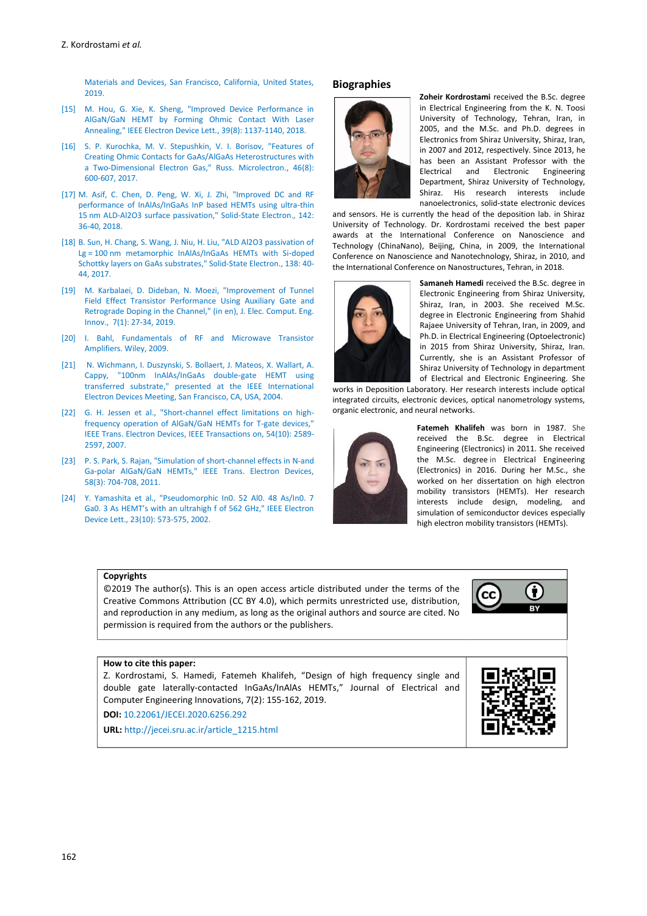Materials and Devices, San Francisco, California, United States, 2019.

[15] M. Hou, G. Xie, K. Sheng, "Improved Device Performance in AlGaN/GaN HEMT by Forming Ohmic Contact With Laser Annealing," IEEE Electron Device Lett., 39(8): 1137-1140, 2018.

[16] S. P. Kurochka, M. V. Stepushkin, V. I. Borisov, "Features of Creating Ohmic Contacts for GaAs/AlGaAs Heterostructures with a Two-Dimensional Electron Gas," Russ. Microlectron., 46(8): 600-607, 2017.

[17] M. Asif, C. Chen, D. Peng, W. Xi, J. Zhi, "Improved DC and RF performance of InAlAs/InGaAs InP based HEMTs using ultra-thin 15 nm ALD-Al2O3 surface passivation," Solid-State Electron., 142: 36-40, 2018.

[18] B. Sun, H. Chang, S. Wang, J. Niu, H. Liu, "ALD Al2O3 passivation of Lg = 100 nm metamorphic InAlAs/InGaAs HEMTs with Si-doped Schottky layers on GaAs substrates," Solid-State Electron., 138: 40-44, 2017.

[19] M. Karbalaei, D. Dideban, N. Moezi, "Improvement of Tunnel Field Effect Transistor Performance Using Auxiliary Gate and Retrograde Doping in the Channel," (in en), J. Elec. Comput. Eng. Innov., 7(1): 27-34, 2019.

[20] I. Bahl, Fundamentals of RF and Microwave Transistor Amplifiers. Wiley, 2009.

[21] N. Wichmann, I. Duszynski, S. Bollaert, J. Mateos, X. Wallart, A. Cappy, "100nm InAlAs/InGaAs double-gate HEMT using transferred substrate," presented at the IEEE International Electron Devices Meeting, San Francisco, CA, USA, 2004.

[22] G. H. Jessen et al., "Short-channel effect limitations on high-frequency operation of AlGaN/GaN HEMTs for T-gate devices," IEEE Trans. Electron Devices, IEEE Transactions on, 54(10): 2589-2597, 2007.

[23] P. S. Park, S. Rajan, "Simulation of short-channel effects in N-and Ga-polar AlGaN/GaN HEMTs," IEEE Trans. Electron Devices, 58(3): 704-708, 2011.

[24] Y. Yamashita et al., "Pseudomorphic In0. 52 Al0. 48 As/In0. 7 Ga0. 3 As HEMT's with an ultrahigh f of 562 GHz," IEEE Electron Device Lett., 23(10): 573-575, 2002.

## Biographies

**Zoheir Kordrostami** received the B.Sc. degree in Electrical Engineering from the K. N. Toosi University of Technology, Tehran, Iran, in 2005, and the M.Sc. and Ph.D. degrees in Electronics from Shiraz University, Shiraz, Iran, in 2007 and 2012, respectively. Since 2013, he has been an Assistant Professor with the Electrical and Electronic Engineering Department, Shiraz University of Technology, Shiraz. His research interests include nanoelectronics, solid-state electronic devices and sensors. He is currently the head of the deposition lab. in Shiraz University of Technology. Dr. Kordrostami received the best paper awards at the International Conference on Nanoscience and Technology (ChinaNano), Beijing, China, in 2009, the International Conference on Nanoscience and Nanotechnology, Shiraz, in 2010, and the International Conference on Nanostructures, Tehran, in 2018.

**Samaneh Hamedi** received the B.Sc. degree in Electronic Engineering from Shiraz University, Shiraz, Iran, in 2003. She received M.Sc. degree in Electronic Engineering from Shahid Rajaee University of Tehran, Iran, in 2009, and Ph.D. in Electrical Engineering (Optoelectronic) in 2015 from Shiraz University, Shiraz, Iran. Currently, she is an Assistant Professor of Shiraz University of Technology in department of Electrical and Electronic Engineering. She works in Deposition Laboratory. Her research interests include optical integrated circuits, electronic devices, optical nanometrology systems, organic electronic, and neural networks.

**Fatemeh Khalifeh** was born in 1987. She received the B.Sc. degree in Electrical Engineering (Electronics) in 2011. She received the M.Sc. degree in Electrical Engineering (Electronics) in 2016. During her M.Sc., she worked on her dissertation on high electron mobility transistors (HEMTs). Her research interests include design, modeling, and simulation of semiconductor devices especially high electron mobility transistors (HEMTs).

**Copyrights**

©2019 The author(s). This is an open access article distributed under the terms of the Creative Commons Attribution (CC BY 4.0), which permits unrestricted use, distribution, and reproduction in any medium, as long as the original authors and source are cited. No permission is required from the authors or the publishers.

**How to cite this paper:**

Z. Kordrostami, S. Hamedi, Fatemeh Khalifeh, "Design of high frequency single and double gate laterally-contacted InGaAs/InAlAs HEMTs," Journal of Electrical and Computer Engineering Innovations, 7(2): 155-162, 2019.

**DOI:** 10.22061/JECEI.2020.6256.292

**URL:** http://jecei.sru.ac.ir/article_1215.html